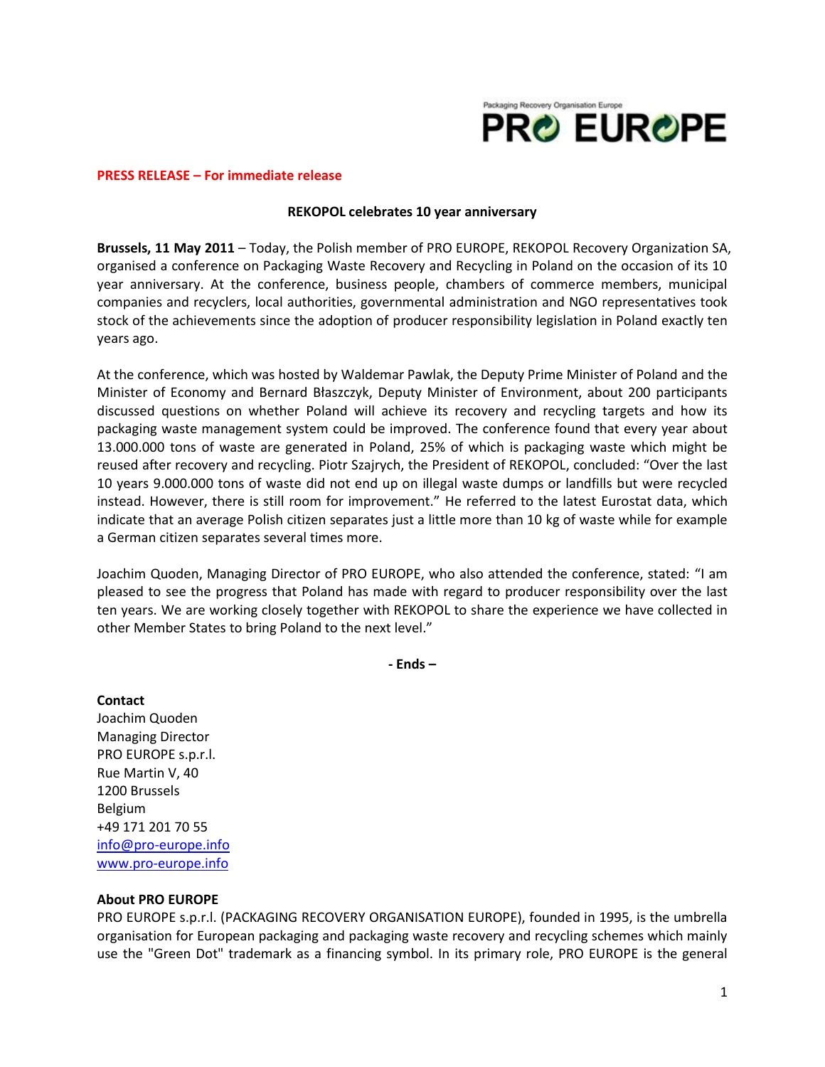Packaging Recovery Organisation Europe

**PRO EUROPE**

**PRESS RELEASE – For immediate release**

**REKOPOL celebrates 10 year anniversary**

**Brussels, 11 May 2011** – Today, the Polish member of PRO EUROPE, REKOPOL Recovery Organization SA, organised a conference on Packaging Waste Recovery and Recycling in Poland on the occasion of its 10 year anniversary. At the conference, business people, chambers of commerce members, municipal companies and recyclers, local authorities, governmental administration and NGO representatives took stock of the achievements since the adoption of producer responsibility legislation in Poland exactly ten years ago.

At the conference, which was hosted by Waldemar Pawlak, the Deputy Prime Minister of Poland and the Minister of Economy and Bernard Błaszczyk, Deputy Minister of Environment, about 200 participants discussed questions on whether Poland will achieve its recovery and recycling targets and how its packaging waste management system could be improved. The conference found that every year about 13.000.000 tons of waste are generated in Poland, 25% of which is packaging waste which might be reused after recovery and recycling. Piotr Szajrych, the President of REKOPOL, concluded: "Over the last 10 years 9.000.000 tons of waste did not end up on illegal waste dumps or landfills but were recycled instead. However, there is still room for improvement." He referred to the latest Eurostat data, which indicate that an average Polish citizen separates just a little more than 10 kg of waste while for example a German citizen separates several times more.

Joachim Quoden, Managing Director of PRO EUROPE, who also attended the conference, stated: "I am pleased to see the progress that Poland has made with regard to producer responsibility over the last ten years. We are working closely together with REKOPOL to share the experience we have collected in other Member States to bring Poland to the next level."

**- Ends –**

**Contact**
Joachim Quoden
Managing Director
PRO EUROPE s.p.r.l.
Rue Martin V, 40
1200 Brussels
Belgium
+49 171 201 70 55
info@pro-europe.info
www.pro-europe.info

**About PRO EUROPE**
PRO EUROPE s.p.r.l. (PACKAGING RECOVERY ORGANISATION EUROPE), founded in 1995, is the umbrella organisation for European packaging and packaging waste recovery and recycling schemes which mainly use the "Green Dot" trademark as a financing symbol. In its primary role, PRO EUROPE is the general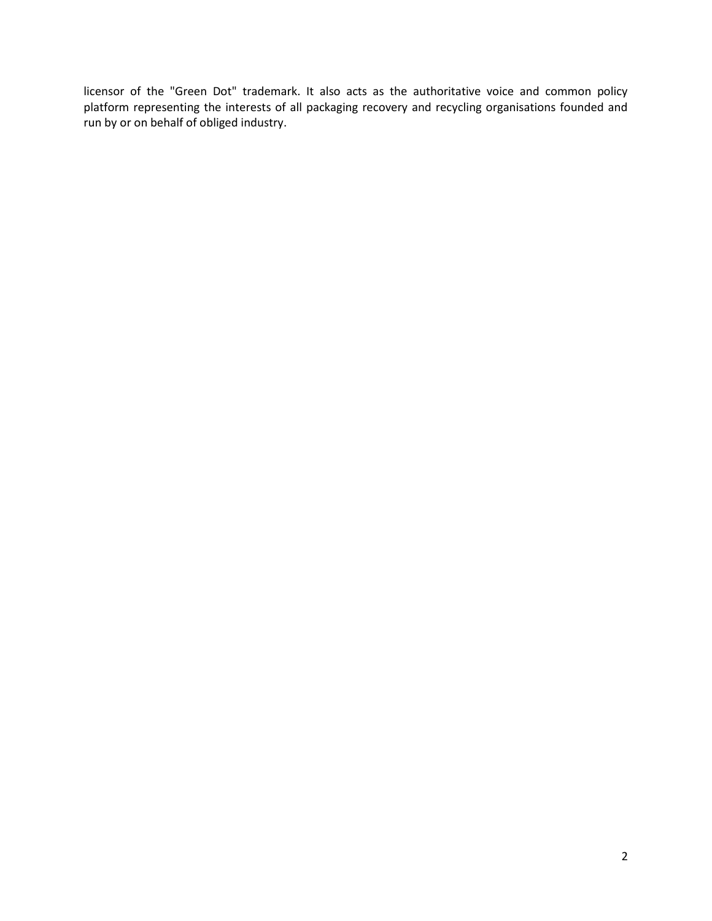licensor of the "Green Dot" trademark. It also acts as the authoritative voice and common policy platform representing the interests of all packaging recovery and recycling organisations founded and run by or on behalf of obliged industry.